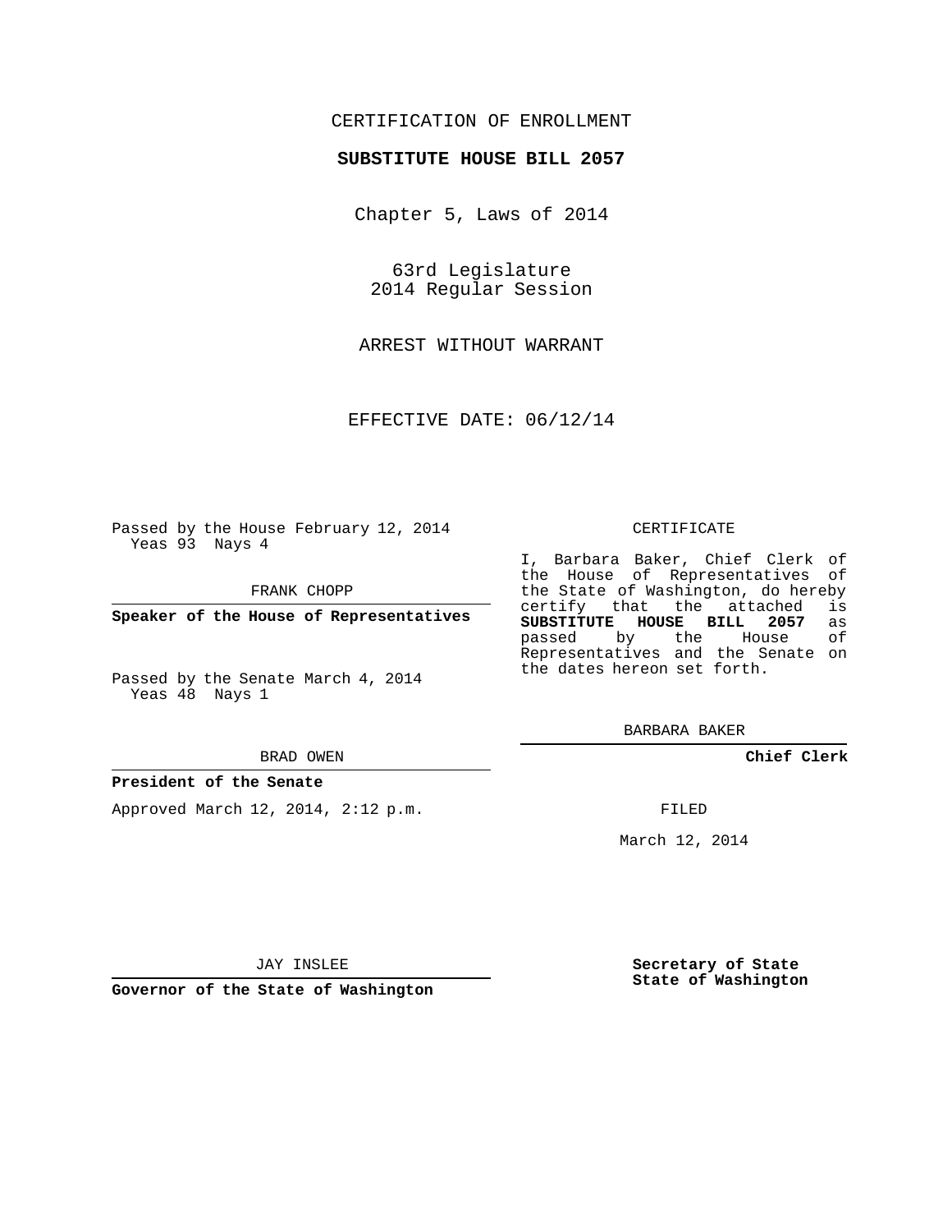CERTIFICATION OF ENROLLMENT

**SUBSTITUTE HOUSE BILL 2057**

Chapter 5, Laws of 2014

63rd Legislature
2014 Regular Session

ARREST WITHOUT WARRANT

EFFECTIVE DATE: 06/12/14

Passed by the House February 12, 2014
Yeas 93 Nays 4

FRANK CHOPP

**Speaker of the House of Representatives**

Passed by the Senate March 4, 2014
Yeas 48 Nays 1

BRAD OWEN

**President of the Senate**

Approved March 12, 2014, 2:12 p.m.

JAY INSLEE

**Governor of the State of Washington**

CERTIFICATE

I, Barbara Baker, Chief Clerk of the House of Representatives of the State of Washington, do hereby certify that the attached is **SUBSTITUTE HOUSE BILL 2057** as passed by the House of Representatives and the Senate on the dates hereon set forth.

BARBARA BAKER

**Chief Clerk**

FILED

March 12, 2014

**Secretary of State**
**State of Washington**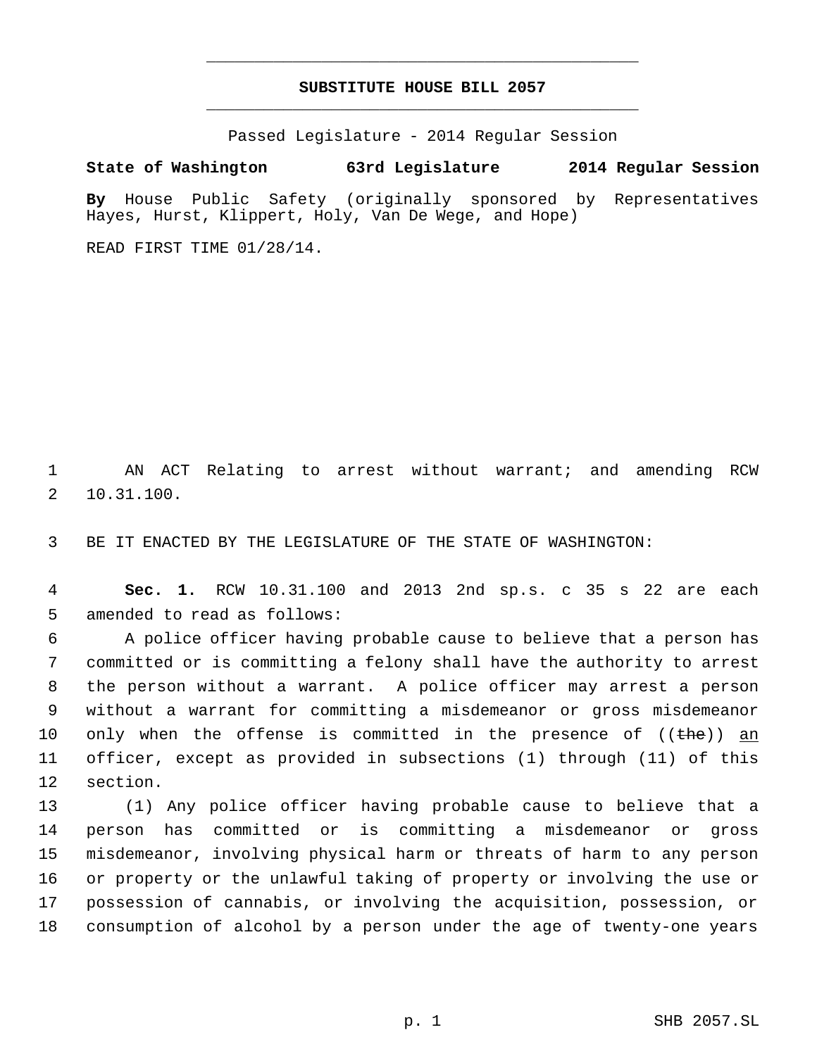**SUBSTITUTE HOUSE BILL 2057**

Passed Legislature - 2014 Regular Session

**State of Washington 63rd Legislature 2014 Regular Session**

**By** House Public Safety (originally sponsored by Representatives Hayes, Hurst, Klippert, Holy, Van De Wege, and Hope)

READ FIRST TIME 01/28/14.

AN ACT Relating to arrest without warrant; and amending RCW 10.31.100.

BE IT ENACTED BY THE LEGISLATURE OF THE STATE OF WASHINGTON:

**Sec. 1.** RCW 10.31.100 and 2013 2nd sp.s. c 35 s 22 are each amended to read as follows:

A police officer having probable cause to believe that a person has committed or is committing a felony shall have the authority to arrest the person without a warrant. A police officer may arrest a person without a warrant for committing a misdemeanor or gross misdemeanor only when the offense is committed in the presence of ((~~the~~)) <u>an</u> officer, except as provided in subsections (1) through (11) of this section.

(1) Any police officer having probable cause to believe that a person has committed or is committing a misdemeanor or gross misdemeanor, involving physical harm or threats of harm to any person or property or the unlawful taking of property or involving the use or possession of cannabis, or involving the acquisition, possession, or consumption of alcohol by a person under the age of twenty-one years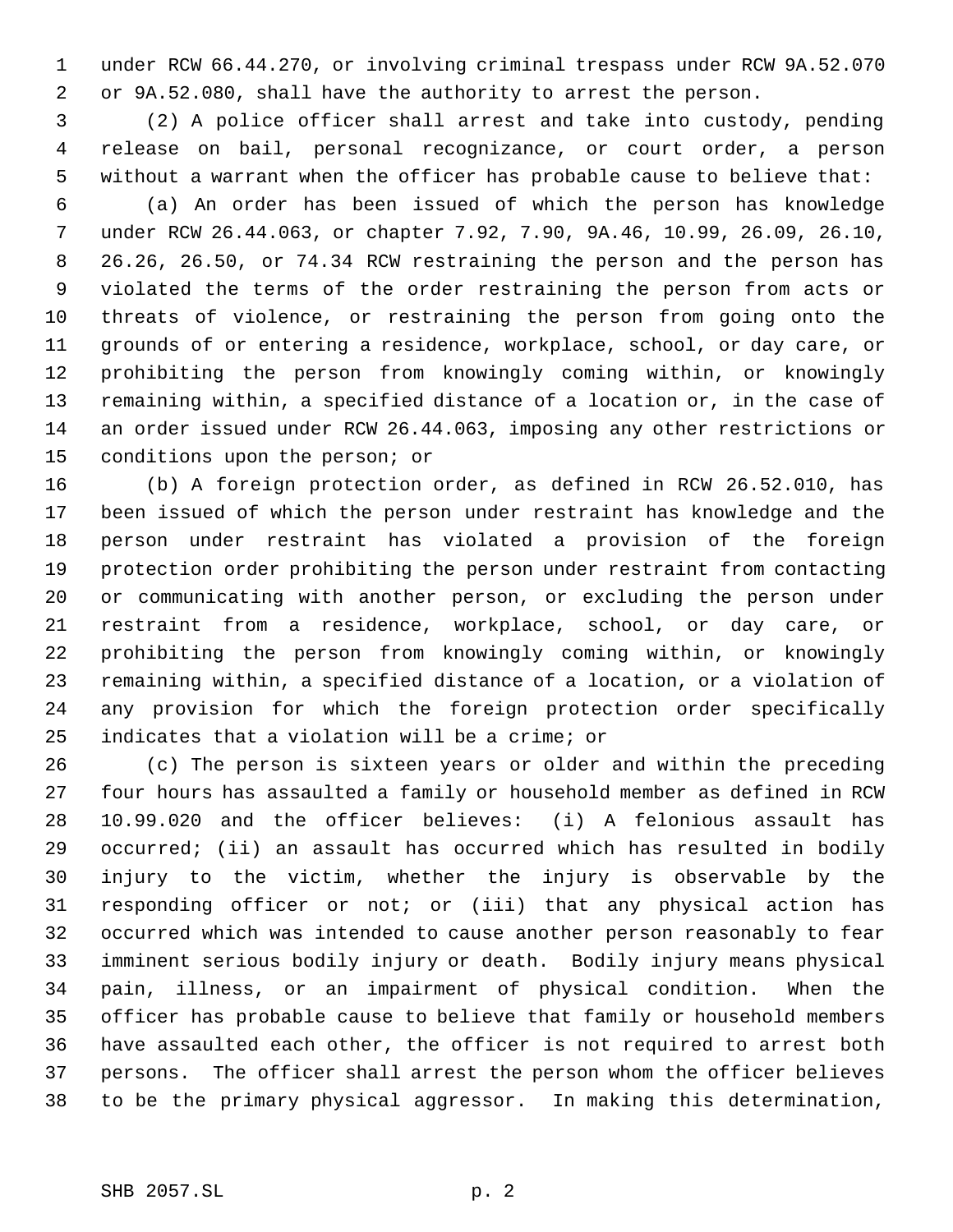under RCW 66.44.270, or involving criminal trespass under RCW 9A.52.070 or 9A.52.080, shall have the authority to arrest the person.

(2) A police officer shall arrest and take into custody, pending release on bail, personal recognizance, or court order, a person without a warrant when the officer has probable cause to believe that:

(a) An order has been issued of which the person has knowledge under RCW 26.44.063, or chapter 7.92, 7.90, 9A.46, 10.99, 26.09, 26.10, 26.26, 26.50, or 74.34 RCW restraining the person and the person has violated the terms of the order restraining the person from acts or threats of violence, or restraining the person from going onto the grounds of or entering a residence, workplace, school, or day care, or prohibiting the person from knowingly coming within, or knowingly remaining within, a specified distance of a location or, in the case of an order issued under RCW 26.44.063, imposing any other restrictions or conditions upon the person; or

(b) A foreign protection order, as defined in RCW 26.52.010, has been issued of which the person under restraint has knowledge and the person under restraint has violated a provision of the foreign protection order prohibiting the person under restraint from contacting or communicating with another person, or excluding the person under restraint from a residence, workplace, school, or day care, or prohibiting the person from knowingly coming within, or knowingly remaining within, a specified distance of a location, or a violation of any provision for which the foreign protection order specifically indicates that a violation will be a crime; or

(c) The person is sixteen years or older and within the preceding four hours has assaulted a family or household member as defined in RCW 10.99.020 and the officer believes: (i) A felonious assault has occurred; (ii) an assault has occurred which has resulted in bodily injury to the victim, whether the injury is observable by the responding officer or not; or (iii) that any physical action has occurred which was intended to cause another person reasonably to fear imminent serious bodily injury or death. Bodily injury means physical pain, illness, or an impairment of physical condition. When the officer has probable cause to believe that family or household members have assaulted each other, the officer is not required to arrest both persons. The officer shall arrest the person whom the officer believes to be the primary physical aggressor. In making this determination,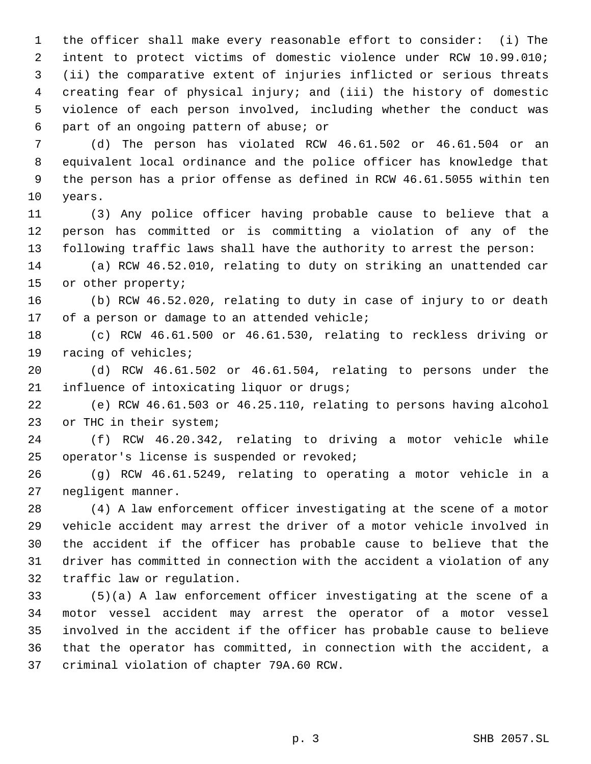the officer shall make every reasonable effort to consider: (i) The intent to protect victims of domestic violence under RCW 10.99.010; (ii) the comparative extent of injuries inflicted or serious threats creating fear of physical injury; and (iii) the history of domestic violence of each person involved, including whether the conduct was part of an ongoing pattern of abuse; or

(d) The person has violated RCW 46.61.502 or 46.61.504 or an equivalent local ordinance and the police officer has knowledge that the person has a prior offense as defined in RCW 46.61.5055 within ten years.

(3) Any police officer having probable cause to believe that a person has committed or is committing a violation of any of the following traffic laws shall have the authority to arrest the person:

(a) RCW 46.52.010, relating to duty on striking an unattended car or other property;

(b) RCW 46.52.020, relating to duty in case of injury to or death of a person or damage to an attended vehicle;

(c) RCW 46.61.500 or 46.61.530, relating to reckless driving or racing of vehicles;

(d) RCW 46.61.502 or 46.61.504, relating to persons under the influence of intoxicating liquor or drugs;

(e) RCW 46.61.503 or 46.25.110, relating to persons having alcohol or THC in their system;

(f) RCW 46.20.342, relating to driving a motor vehicle while operator's license is suspended or revoked;

(g) RCW 46.61.5249, relating to operating a motor vehicle in a negligent manner.

(4) A law enforcement officer investigating at the scene of a motor vehicle accident may arrest the driver of a motor vehicle involved in the accident if the officer has probable cause to believe that the driver has committed in connection with the accident a violation of any traffic law or regulation.

(5)(a) A law enforcement officer investigating at the scene of a motor vessel accident may arrest the operator of a motor vessel involved in the accident if the officer has probable cause to believe that the operator has committed, in connection with the accident, a criminal violation of chapter 79A.60 RCW.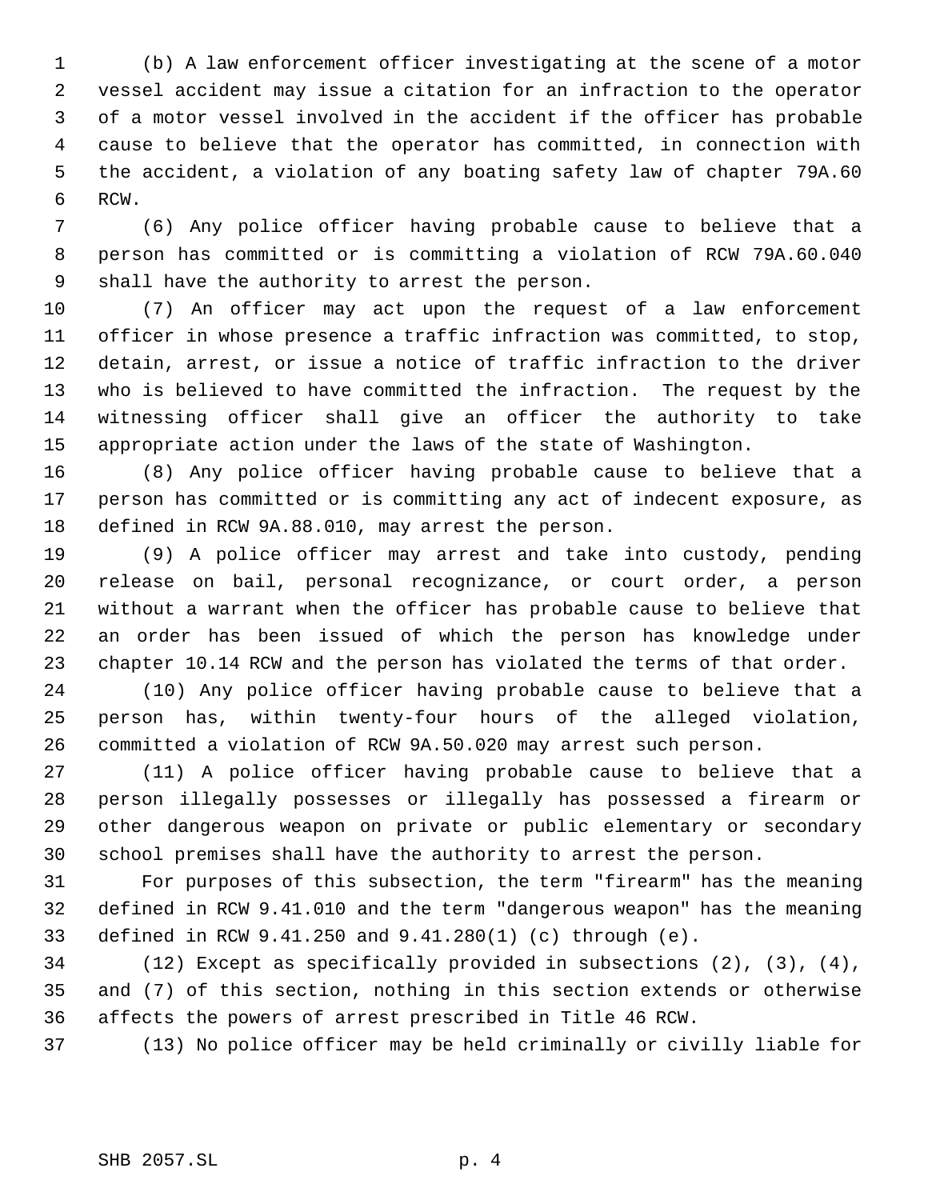(b) A law enforcement officer investigating at the scene of a motor vessel accident may issue a citation for an infraction to the operator of a motor vessel involved in the accident if the officer has probable cause to believe that the operator has committed, in connection with the accident, a violation of any boating safety law of chapter 79A.60 RCW.

(6) Any police officer having probable cause to believe that a person has committed or is committing a violation of RCW 79A.60.040 shall have the authority to arrest the person.

(7) An officer may act upon the request of a law enforcement officer in whose presence a traffic infraction was committed, to stop, detain, arrest, or issue a notice of traffic infraction to the driver who is believed to have committed the infraction. The request by the witnessing officer shall give an officer the authority to take appropriate action under the laws of the state of Washington.

(8) Any police officer having probable cause to believe that a person has committed or is committing any act of indecent exposure, as defined in RCW 9A.88.010, may arrest the person.

(9) A police officer may arrest and take into custody, pending release on bail, personal recognizance, or court order, a person without a warrant when the officer has probable cause to believe that an order has been issued of which the person has knowledge under chapter 10.14 RCW and the person has violated the terms of that order.

(10) Any police officer having probable cause to believe that a person has, within twenty-four hours of the alleged violation, committed a violation of RCW 9A.50.020 may arrest such person.

(11) A police officer having probable cause to believe that a person illegally possesses or illegally has possessed a firearm or other dangerous weapon on private or public elementary or secondary school premises shall have the authority to arrest the person.

For purposes of this subsection, the term "firearm" has the meaning defined in RCW 9.41.010 and the term "dangerous weapon" has the meaning defined in RCW 9.41.250 and 9.41.280(1) (c) through (e).

(12) Except as specifically provided in subsections (2), (3), (4), and (7) of this section, nothing in this section extends or otherwise affects the powers of arrest prescribed in Title 46 RCW.

(13) No police officer may be held criminally or civilly liable for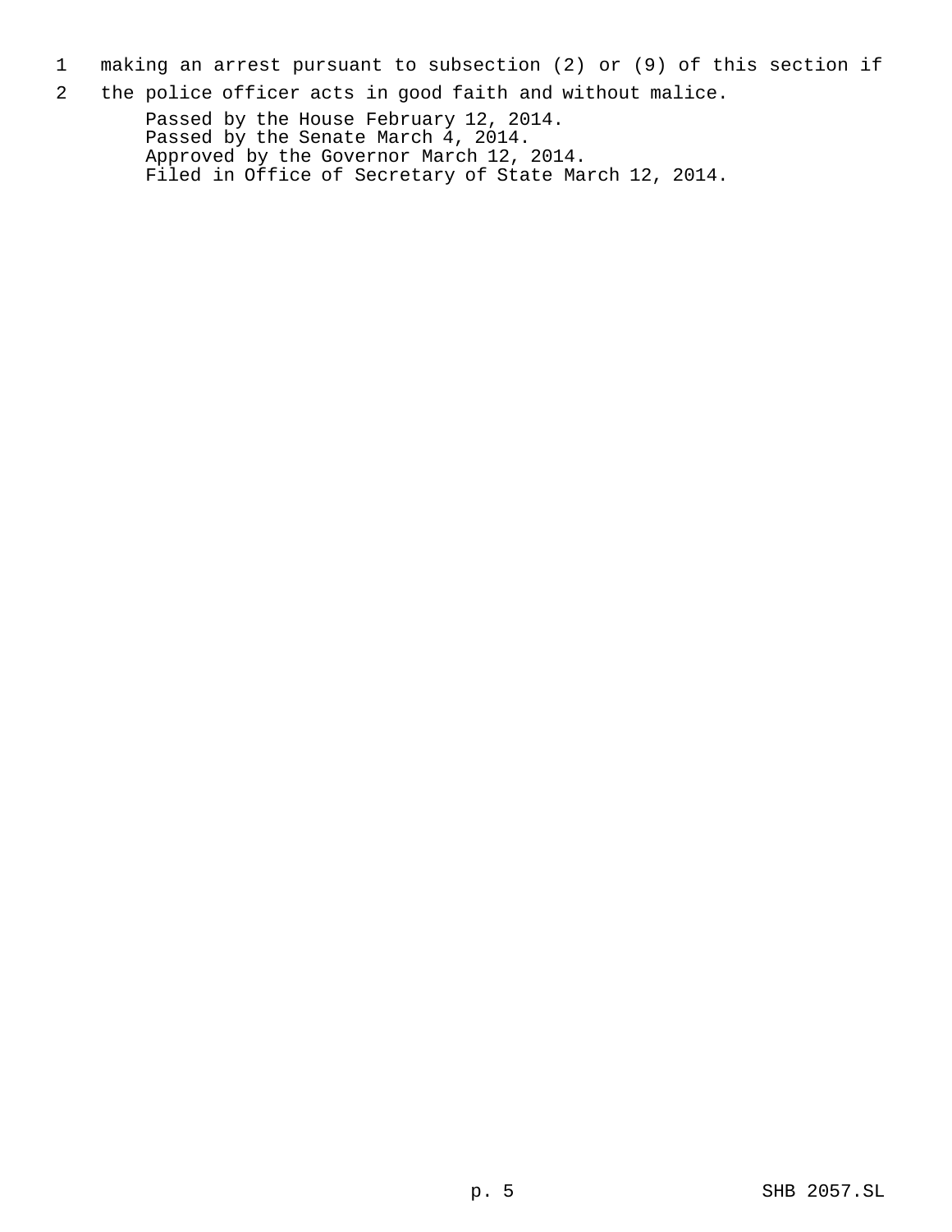making an arrest pursuant to subsection (2) or (9) of this section if the police officer acts in good faith and without malice.

Passed by the House February 12, 2014.
Passed by the Senate March 4, 2014.
Approved by the Governor March 12, 2014.
Filed in Office of Secretary of State March 12, 2014.